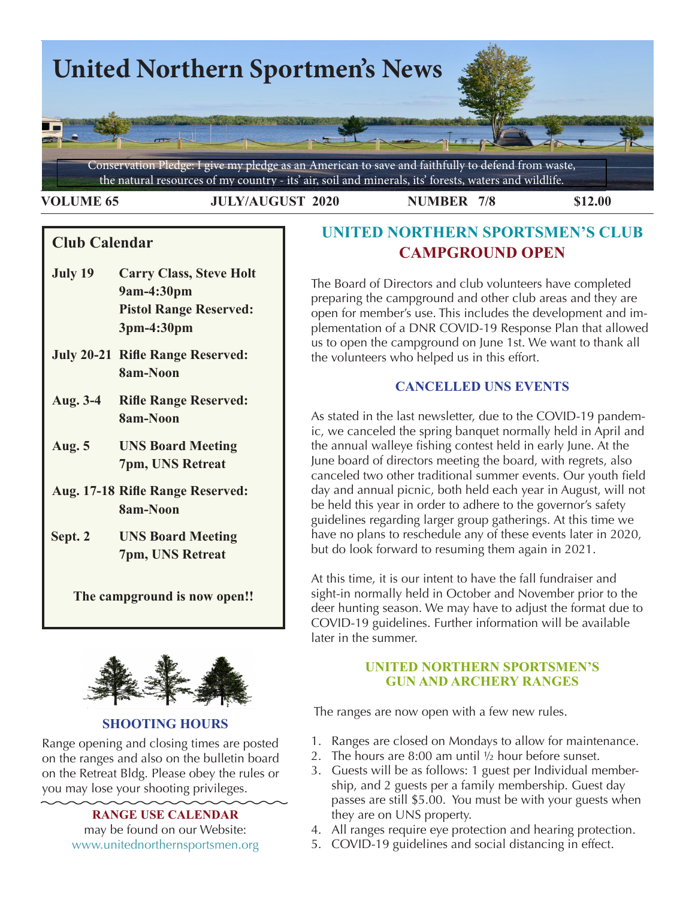# United Northern Sportmen's News

Conservation Pledge: I give my pledge as an American to save and faithfully to defend from waste, the natural resources of my country - its' air, soil and minerals, its' forests, waters and wildlife.

**VOLUME 65** **JULY/AUGUST 2020** **NUMBER 7/8** **$12.00**

## Club Calendar

| | |
|---|---|
| **July 19** | **Carry Class, Steve Holt 9am-4:30pm Pistol Range Reserved: 3pm-4:30pm** |
| **July 20-21** | **Rifle Range Reserved: 8am-Noon** |
| **Aug. 3-4** | **Rifle Range Reserved: 8am-Noon** |
| **Aug. 5** | **UNS Board Meeting 7pm, UNS Retreat** |
| **Aug. 17-18** | **Rifle Range Reserved: 8am-Noon** |
| **Sept. 2** | **UNS Board Meeting 7pm, UNS Retreat** |

**The campground is now open!!**

### SHOOTING HOURS

Range opening and closing times are posted on the ranges and also on the bulletin board on the Retreat Bldg. Please obey the rules or you may lose your shooting privileges.

**RANGE USE CALENDAR**
may be found on our Website:
www.unitednorthernsportsmen.org

## UNITED NORTHERN SPORTSMEN'S CLUB CAMPGROUND OPEN

The Board of Directors and club volunteers have completed preparing the campground and other club areas and they are open for member's use. This includes the development and implementation of a DNR COVID-19 Response Plan that allowed us to open the campground on June 1st. We want to thank all the volunteers who helped us in this effort.

### CANCELLED UNS EVENTS

As stated in the last newsletter, due to the COVID-19 pandemic, we canceled the spring banquet normally held in April and the annual walleye fishing contest held in early June. At the June board of directors meeting the board, with regrets, also canceled two other traditional summer events. Our youth field day and annual picnic, both held each year in August, will not be held this year in order to adhere to the governor's safety guidelines regarding larger group gatherings. At this time we have no plans to reschedule any of these events later in 2020, but do look forward to resuming them again in 2021.

At this time, it is our intent to have the fall fundraiser and sight-in normally held in October and November prior to the deer hunting season. We may have to adjust the format due to COVID-19 guidelines. Further information will be available later in the summer.

### UNITED NORTHERN SPORTSMEN'S GUN AND ARCHERY RANGES

The ranges are now open with a few new rules.

1. Ranges are closed on Mondays to allow for maintenance.
2. The hours are 8:00 am until ½ hour before sunset.
3. Guests will be as follows: 1 guest per Individual membership, and 2 guests per a family membership. Guest day passes are still $5.00. You must be with your guests when they are on UNS property.
4. All ranges require eye protection and hearing protection.
5. COVID-19 guidelines and social distancing in effect.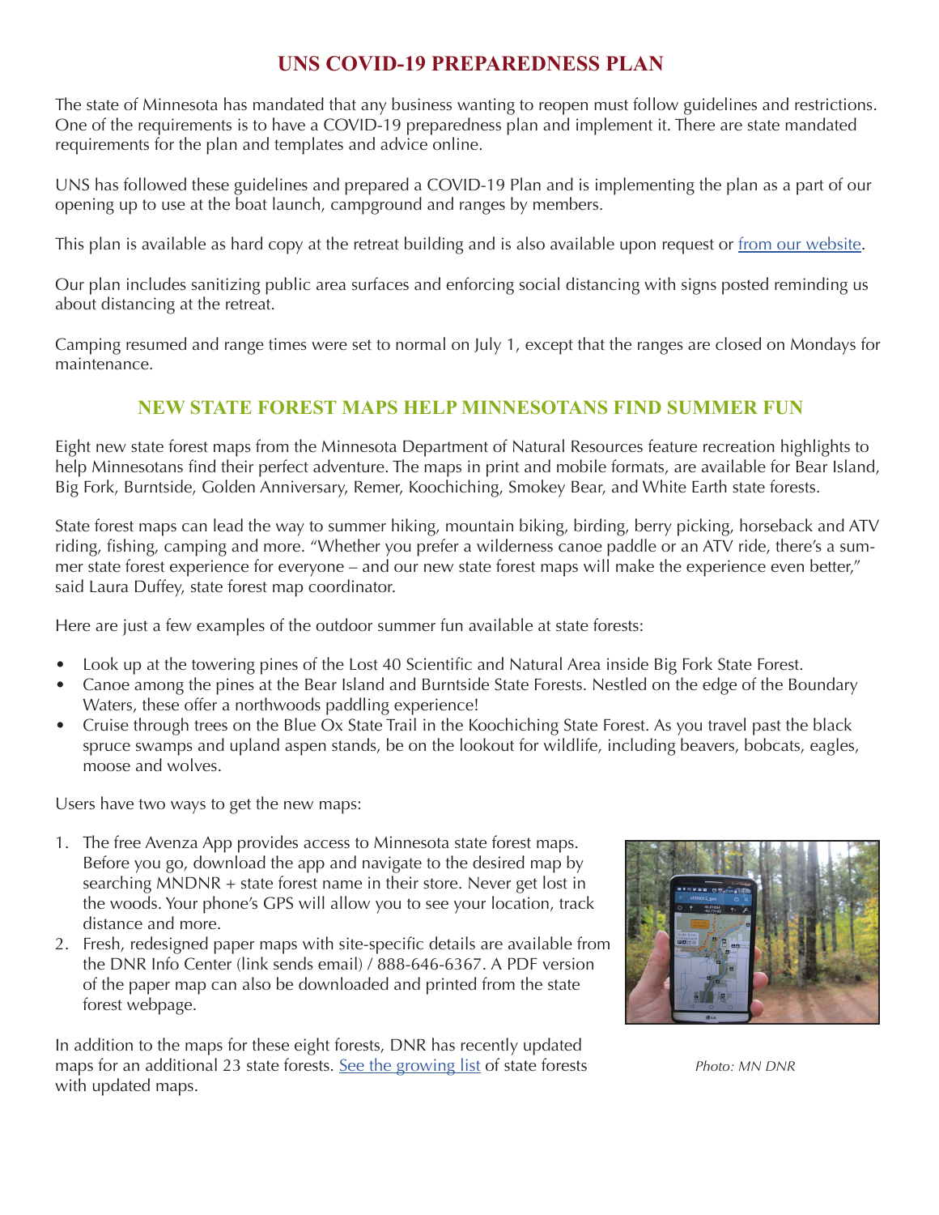## UNS COVID-19 PREPAREDNESS PLAN

The state of Minnesota has mandated that any business wanting to reopen must follow guidelines and restrictions. One of the requirements is to have a COVID-19 preparedness plan and implement it. There are state mandated requirements for the plan and templates and advice online.

UNS has followed these guidelines and prepared a COVID-19 Plan and is implementing the plan as a part of our opening up to use at the boat launch, campground and ranges by members.

This plan is available as hard copy at the retreat building and is also available upon request or from our website.

Our plan includes sanitizing public area surfaces and enforcing social distancing with signs posted reminding us about distancing at the retreat.

Camping resumed and range times were set to normal on July 1, except that the ranges are closed on Mondays for maintenance.

## NEW STATE FOREST MAPS HELP MINNESOTANS FIND SUMMER FUN

Eight new state forest maps from the Minnesota Department of Natural Resources feature recreation highlights to help Minnesotans find their perfect adventure. The maps in print and mobile formats, are available for Bear Island, Big Fork, Burntside, Golden Anniversary, Remer, Koochiching, Smokey Bear, and White Earth state forests.

State forest maps can lead the way to summer hiking, mountain biking, birding, berry picking, horseback and ATV riding, fishing, camping and more. "Whether you prefer a wilderness canoe paddle or an ATV ride, there's a summer state forest experience for everyone – and our new state forest maps will make the experience even better," said Laura Duffey, state forest map coordinator.

Here are just a few examples of the outdoor summer fun available at state forests:

- Look up at the towering pines of the Lost 40 Scientific and Natural Area inside Big Fork State Forest.
- Canoe among the pines at the Bear Island and Burntside State Forests. Nestled on the edge of the Boundary Waters, these offer a northwoods paddling experience!
- Cruise through trees on the Blue Ox State Trail in the Koochiching State Forest. As you travel past the black spruce swamps and upland aspen stands, be on the lookout for wildlife, including beavers, bobcats, eagles, moose and wolves.

Users have two ways to get the new maps:

1. The free Avenza App provides access to Minnesota state forest maps. Before you go, download the app and navigate to the desired map by searching MNDNR + state forest name in their store. Never get lost in the woods. Your phone's GPS will allow you to see your location, track distance and more.
2. Fresh, redesigned paper maps with site-specific details are available from the DNR Info Center (link sends email) / 888-646-6367. A PDF version of the paper map can also be downloaded and printed from the state forest webpage.

In addition to the maps for these eight forests, DNR has recently updated maps for an additional 23 state forests. See the growing list of state forests with updated maps.

*Photo: MN DNR*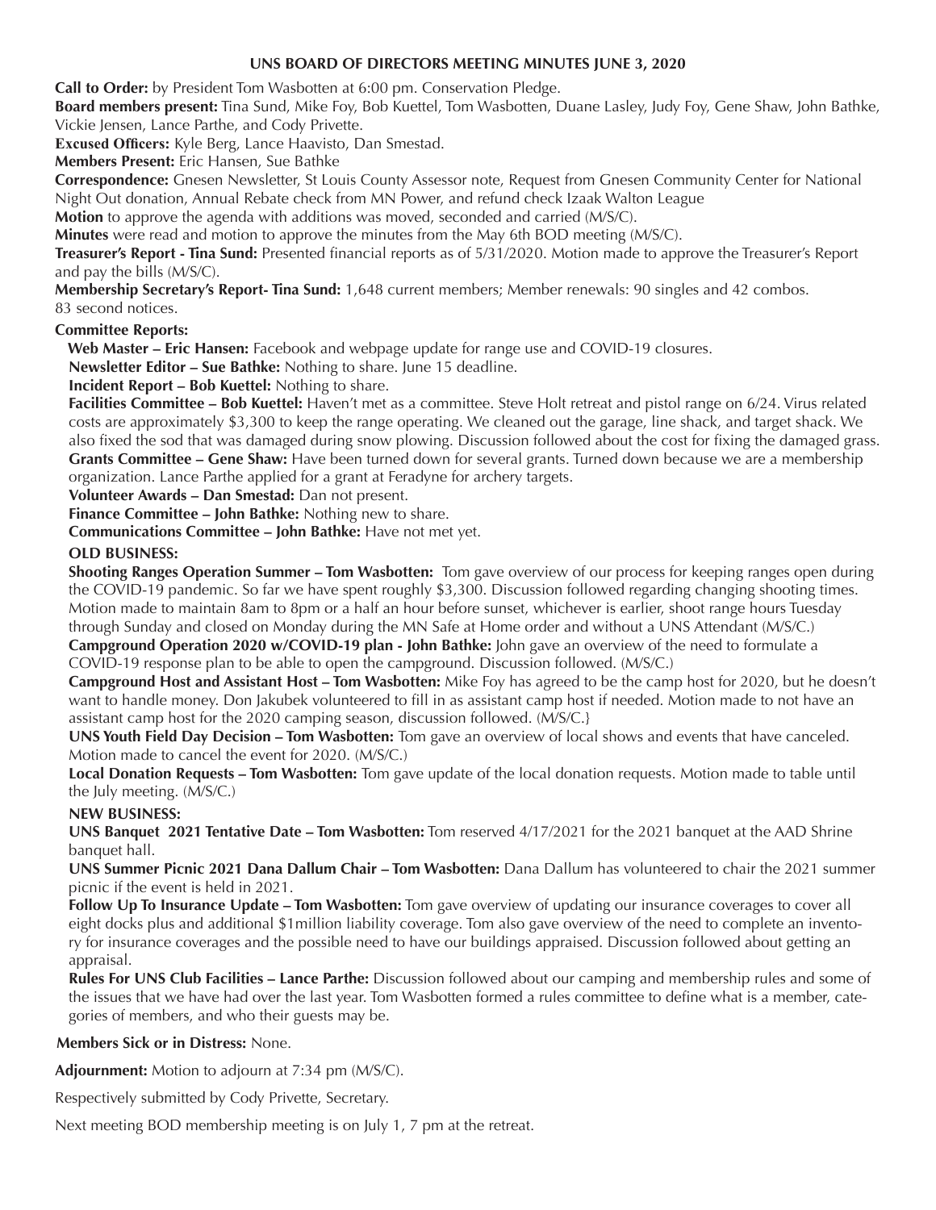# UNS BOARD OF DIRECTORS MEETING MINUTES JUNE 3, 2020

**Call to Order:** by President Tom Wasbotten at 6:00 pm. Conservation Pledge.

**Board members present:** Tina Sund, Mike Foy, Bob Kuettel, Tom Wasbotten, Duane Lasley, Judy Foy, Gene Shaw, John Bathke, Vickie Jensen, Lance Parthe, and Cody Privette.

**Excused Officers:** Kyle Berg, Lance Haavisto, Dan Smestad.

**Members Present:** Eric Hansen, Sue Bathke

**Correspondence:** Gnesen Newsletter, St Louis County Assessor note, Request from Gnesen Community Center for National Night Out donation, Annual Rebate check from MN Power, and refund check Izaak Walton League

**Motion** to approve the agenda with additions was moved, seconded and carried (M/S/C).

**Minutes** were read and motion to approve the minutes from the May 6th BOD meeting (M/S/C).

**Treasurer's Report - Tina Sund:** Presented financial reports as of 5/31/2020. Motion made to approve the Treasurer's Report and pay the bills (M/S/C).

**Membership Secretary's Report- Tina Sund:** 1,648 current members; Member renewals: 90 singles and 42 combos. 83 second notices.

**Committee Reports:**

**Web Master – Eric Hansen:** Facebook and webpage update for range use and COVID-19 closures.

**Newsletter Editor – Sue Bathke:** Nothing to share. June 15 deadline.

**Incident Report – Bob Kuettel:** Nothing to share.

**Facilities Committee – Bob Kuettel:** Haven't met as a committee. Steve Holt retreat and pistol range on 6/24. Virus related costs are approximately $3,300 to keep the range operating. We cleaned out the garage, line shack, and target shack. We also fixed the sod that was damaged during snow plowing. Discussion followed about the cost for fixing the damaged grass.

**Grants Committee – Gene Shaw:** Have been turned down for several grants. Turned down because we are a membership organization. Lance Parthe applied for a grant at Feradyne for archery targets.

**Volunteer Awards – Dan Smestad:** Dan not present.

**Finance Committee – John Bathke:** Nothing new to share.

**Communications Committee – John Bathke:** Have not met yet.

**OLD BUSINESS:**

**Shooting Ranges Operation Summer – Tom Wasbotten:** Tom gave overview of our process for keeping ranges open during the COVID-19 pandemic. So far we have spent roughly $3,300. Discussion followed regarding changing shooting times. Motion made to maintain 8am to 8pm or a half an hour before sunset, whichever is earlier, shoot range hours Tuesday through Sunday and closed on Monday during the MN Safe at Home order and without a UNS Attendant (M/S/C.)

**Campground Operation 2020 w/COVID-19 plan - John Bathke:** John gave an overview of the need to formulate a COVID-19 response plan to be able to open the campground. Discussion followed. (M/S/C.)

**Campground Host and Assistant Host – Tom Wasbotten:** Mike Foy has agreed to be the camp host for 2020, but he doesn't want to handle money. Don Jakubek volunteered to fill in as assistant camp host if needed. Motion made to not have an assistant camp host for the 2020 camping season, discussion followed. (M/S/C.}

**UNS Youth Field Day Decision – Tom Wasbotten:** Tom gave an overview of local shows and events that have canceled. Motion made to cancel the event for 2020. (M/S/C.)

**Local Donation Requests – Tom Wasbotten:** Tom gave update of the local donation requests. Motion made to table until the July meeting. (M/S/C.)

**NEW BUSINESS:**

**UNS Banquet 2021 Tentative Date – Tom Wasbotten:** Tom reserved 4/17/2021 for the 2021 banquet at the AAD Shrine banquet hall.

**UNS Summer Picnic 2021 Dana Dallum Chair – Tom Wasbotten:** Dana Dallum has volunteered to chair the 2021 summer picnic if the event is held in 2021.

**Follow Up To Insurance Update – Tom Wasbotten:** Tom gave overview of updating our insurance coverages to cover all eight docks plus and additional $1million liability coverage. Tom also gave overview of the need to complete an inventory for insurance coverages and the possible need to have our buildings appraised. Discussion followed about getting an appraisal.

**Rules For UNS Club Facilities – Lance Parthe:** Discussion followed about our camping and membership rules and some of the issues that we have had over the last year. Tom Wasbotten formed a rules committee to define what is a member, categories of members, and who their guests may be.

**Members Sick or in Distress:** None.

**Adjournment:** Motion to adjourn at 7:34 pm (M/S/C).

Respectively submitted by Cody Privette, Secretary.

Next meeting BOD membership meeting is on July 1, 7 pm at the retreat.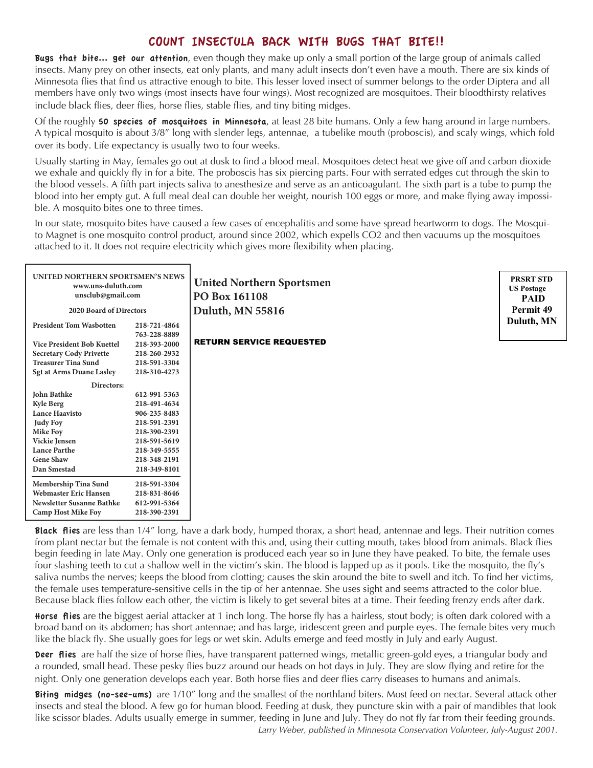## COUNT INSECTULA BACK WITH BUGS THAT BITE!!

**Bugs that bite... get our attention**, even though they make up only a small portion of the large group of animals called insects. Many prey on other insects, eat only plants, and many adult insects don't even have a mouth. There are six kinds of Minnesota flies that find us attractive enough to bite. This lesser loved insect of summer belongs to the order Diptera and all members have only two wings (most insects have four wings). Most recognized are mosquitoes. Their bloodthirsty relatives include black flies, deer flies, horse flies, stable flies, and tiny biting midges.

Of the roughly **50 species of mosquitoes in Minnesota**, at least 28 bite humans. Only a few hang around in large numbers. A typical mosquito is about 3/8″ long with slender legs, antennae, a tubelike mouth (proboscis), and scaly wings, which fold over its body. Life expectancy is usually two to four weeks.

Usually starting in May, females go out at dusk to find a blood meal. Mosquitoes detect heat we give off and carbon dioxide we exhale and quickly fly in for a bite. The proboscis has six piercing parts. Four with serrated edges cut through the skin to the blood vessels. A fifth part injects saliva to anesthesize and serve as an anticoagulant. The sixth part is a tube to pump the blood into her empty gut. A full meal deal can double her weight, nourish 100 eggs or more, and make flying away impossible. A mosquito bites one to three times.

In our state, mosquito bites have caused a few cases of encephalitis and some have spread heartworm to dogs. The Mosquito Magnet is one mosquito control product, around since 2002, which expells $CO_2$ and then vacuums up the mosquitoes attached to it. It does not require electricity which gives more flexibility when placing.

**UNITED NORTHERN SPORTSMEN'S NEWS**
**www.uns-duluth.com**
**unsclub@gmail.com**

**2020 Board of Directors**

| | |
|---|---|
| President Tom Wasbotten | 218-721-4864 |
| | 763-228-8889 |
| Vice President Bob Kuettel | 218-393-2000 |
| Secretary Cody Privette | 218-260-2932 |
| Treasurer Tina Sund | 218-591-3304 |
| Sgt at Arms Duane Lasley | 218-310-4273 |
| **Directors:** | |
| John Bathke | 612-991-5363 |
| Kyle Berg | 218-491-4634 |
| Lance Haavisto | 906-235-8483 |
| Judy Foy | 218-591-2391 |
| Mike Foy | 218-390-2391 |
| Vickie Jensen | 218-591-5619 |
| Lance Parthe | 218-349-5555 |
| Gene Shaw | 218-348-2191 |
| Dan Smestad | 218-349-8101 |
| Membership Tina Sund | 218-591-3304 |
| Webmaster Eric Hansen | 218-831-8646 |
| Newsletter Susanne Bathke | 612-991-5364 |
| Camp Host Mike Foy | 218-390-2391 |

**United Northern Sportsmen**
**PO Box 161108**
**Duluth, MN 55816**

**RETURN SERVICE REQUESTED**

**PRSRT STD**
**US Postage**
**PAID**
**Permit 49**
**Duluth, MN**

**Black flies** are less than 1/4″ long, have a dark body, humped thorax, a short head, antennae and legs. Their nutrition comes from plant nectar but the female is not content with this and, using their cutting mouth, takes blood from animals. Black flies begin feeding in late May. Only one generation is produced each year so in June they have peaked. To bite, the female uses four slashing teeth to cut a shallow well in the victim's skin. The blood is lapped up as it pools. Like the mosquito, the fly's saliva numbs the nerves; keeps the blood from clotting; causes the skin around the bite to swell and itch. To find her victims, the female uses temperature-sensitive cells in the tip of her antennae. She uses sight and seems attracted to the color blue. Because black flies follow each other, the victim is likely to get several bites at a time. Their feeding frenzy ends after dark.

**Horse flies** are the biggest aerial attacker at 1 inch long. The horse fly has a hairless, stout body; is often dark colored with a broad band on its abdomen; has short antennae; and has large, iridescent green and purple eyes. The female bites very much like the black fly. She usually goes for legs or wet skin. Adults emerge and feed mostly in July and early August.

**Deer flies** are half the size of horse flies, have transparent patterned wings, metallic green-gold eyes, a triangular body and a rounded, small head. These pesky flies buzz around our heads on hot days in July. They are slow flying and retire for the night. Only one generation develops each year. Both horse flies and deer flies carry diseases to humans and animals.

**Biting midges (no-see-ums)** are 1/10″ long and the smallest of the northland biters. Most feed on nectar. Several attack other insects and steal the blood. A few go for human blood. Feeding at dusk, they puncture skin with a pair of mandibles that look like scissor blades. Adults usually emerge in summer, feeding in June and July. They do not fly far from their feeding grounds.

*Larry Weber, published in Minnesota Conservation Volunteer, July-August 2001.*